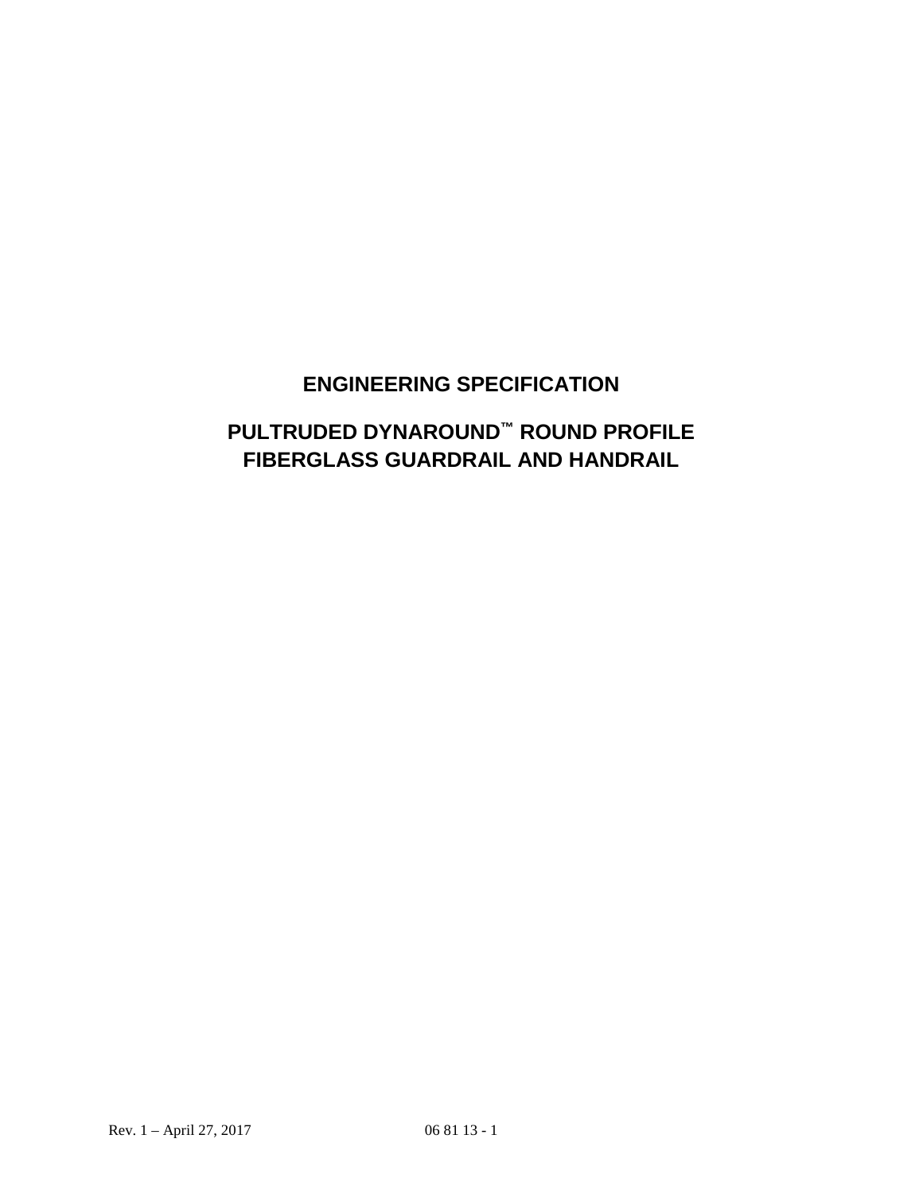# ENGINEERING SPECIFICATION

# PULTRUDED DYNAROUND™ ROUND PROFILE FIBERGLASS GUARDRAIL AND HANDRAIL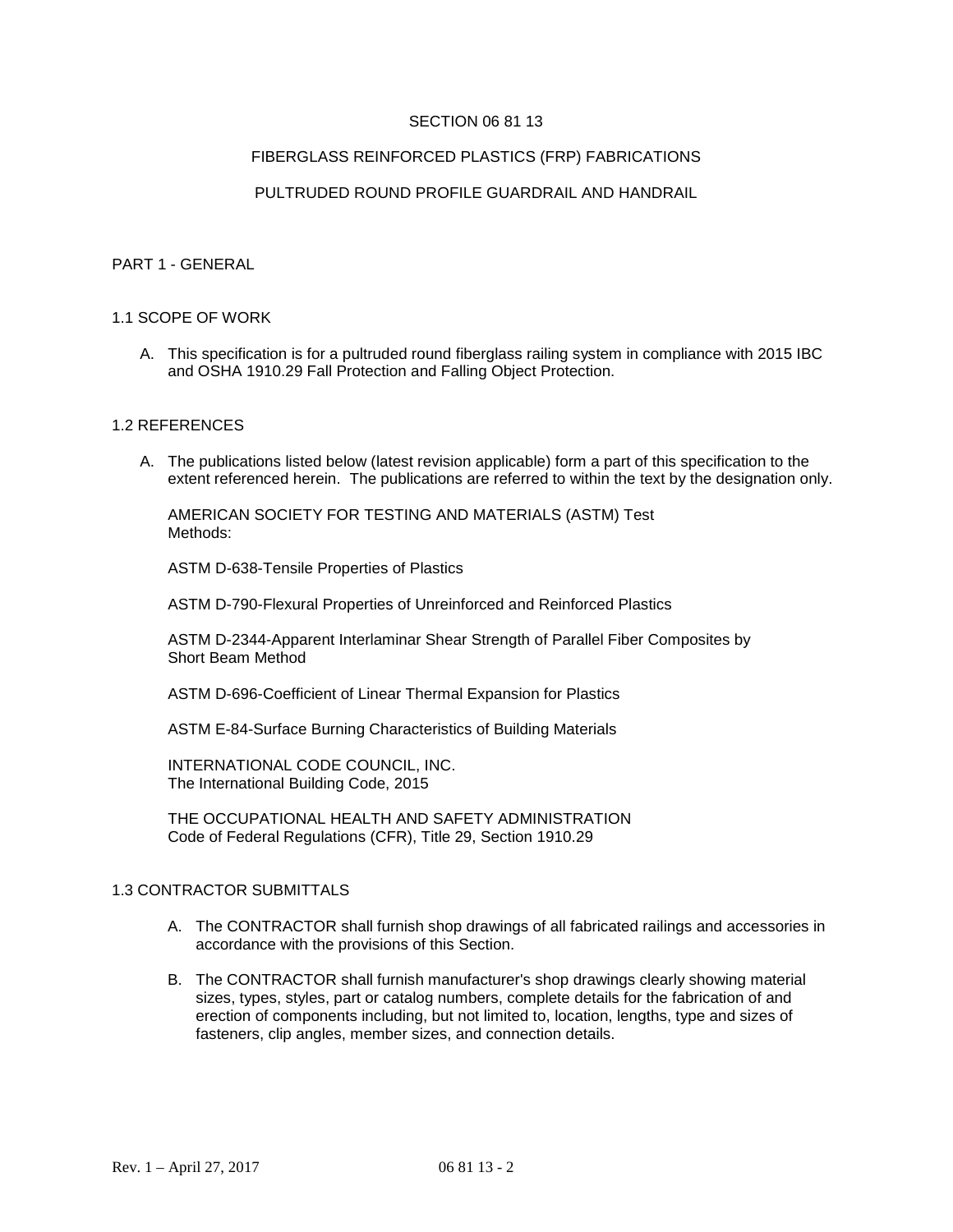# SECTION 06 81 13

# FIBERGLASS REINFORCED PLASTICS (FRP) FABRICATIONS

# PULTRUDED ROUND PROFILE GUARDRAIL AND HANDRAIL

## PART 1 - GENERAL

### 1.1 SCOPE OF WORK

A. This specification is for a pultruded round fiberglass railing system in compliance with 2015 IBC and OSHA 1910.29 Fall Protection and Falling Object Protection.

### 1.2 REFERENCES

A. The publications listed below (latest revision applicable) form a part of this specification to the extent referenced herein. The publications are referred to within the text by the designation only.

AMERICAN SOCIETY FOR TESTING AND MATERIALS (ASTM) Test Methods:

ASTM D-638-Tensile Properties of Plastics

ASTM D-790-Flexural Properties of Unreinforced and Reinforced Plastics

ASTM D-2344-Apparent Interlaminar Shear Strength of Parallel Fiber Composites by Short Beam Method

ASTM D-696-Coefficient of Linear Thermal Expansion for Plastics

ASTM E-84-Surface Burning Characteristics of Building Materials

INTERNATIONAL CODE COUNCIL, INC.
The International Building Code, 2015

THE OCCUPATIONAL HEALTH AND SAFETY ADMINISTRATION
Code of Federal Regulations (CFR), Title 29, Section 1910.29

### 1.3 CONTRACTOR SUBMITTALS

A. The CONTRACTOR shall furnish shop drawings of all fabricated railings and accessories in accordance with the provisions of this Section.

B. The CONTRACTOR shall furnish manufacturer's shop drawings clearly showing material sizes, types, styles, part or catalog numbers, complete details for the fabrication of and erection of components including, but not limited to, location, lengths, type and sizes of fasteners, clip angles, member sizes, and connection details.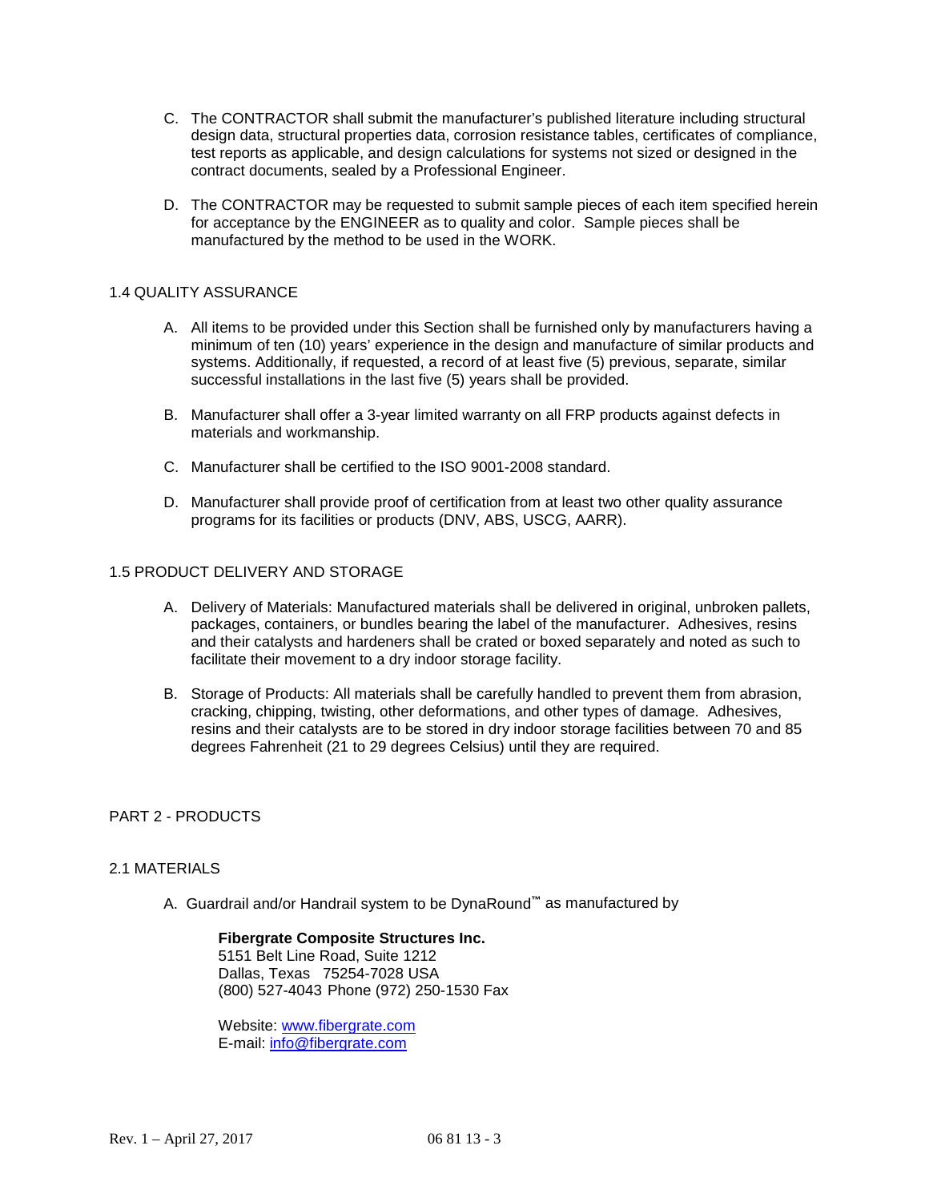C. The CONTRACTOR shall submit the manufacturer's published literature including structural design data, structural properties data, corrosion resistance tables, certificates of compliance, test reports as applicable, and design calculations for systems not sized or designed in the contract documents, sealed by a Professional Engineer.

D. The CONTRACTOR may be requested to submit sample pieces of each item specified herein for acceptance by the ENGINEER as to quality and color. Sample pieces shall be manufactured by the method to be used in the WORK.

## 1.4 QUALITY ASSURANCE

A. All items to be provided under this Section shall be furnished only by manufacturers having a minimum of ten (10) years' experience in the design and manufacture of similar products and systems. Additionally, if requested, a record of at least five (5) previous, separate, similar successful installations in the last five (5) years shall be provided.

B. Manufacturer shall offer a 3-year limited warranty on all FRP products against defects in materials and workmanship.

C. Manufacturer shall be certified to the ISO 9001-2008 standard.

D. Manufacturer shall provide proof of certification from at least two other quality assurance programs for its facilities or products (DNV, ABS, USCG, AARR).

## 1.5 PRODUCT DELIVERY AND STORAGE

A. Delivery of Materials: Manufactured materials shall be delivered in original, unbroken pallets, packages, containers, or bundles bearing the label of the manufacturer. Adhesives, resins and their catalysts and hardeners shall be crated or boxed separately and noted as such to facilitate their movement to a dry indoor storage facility.

B. Storage of Products: All materials shall be carefully handled to prevent them from abrasion, cracking, chipping, twisting, other deformations, and other types of damage. Adhesives, resins and their catalysts are to be stored in dry indoor storage facilities between 70 and 85 degrees Fahrenheit (21 to 29 degrees Celsius) until they are required.

# PART 2 - PRODUCTS

## 2.1 MATERIALS

A. Guardrail and/or Handrail system to be DynaRound™ as manufactured by

> **Fibergrate Composite Structures Inc.**
> 5151 Belt Line Road, Suite 1212
> Dallas, Texas 75254-7028 USA
> (800) 527-4043 Phone (972) 250-1530 Fax
>
> Website: www.fibergrate.com
> E-mail: info@fibergrate.com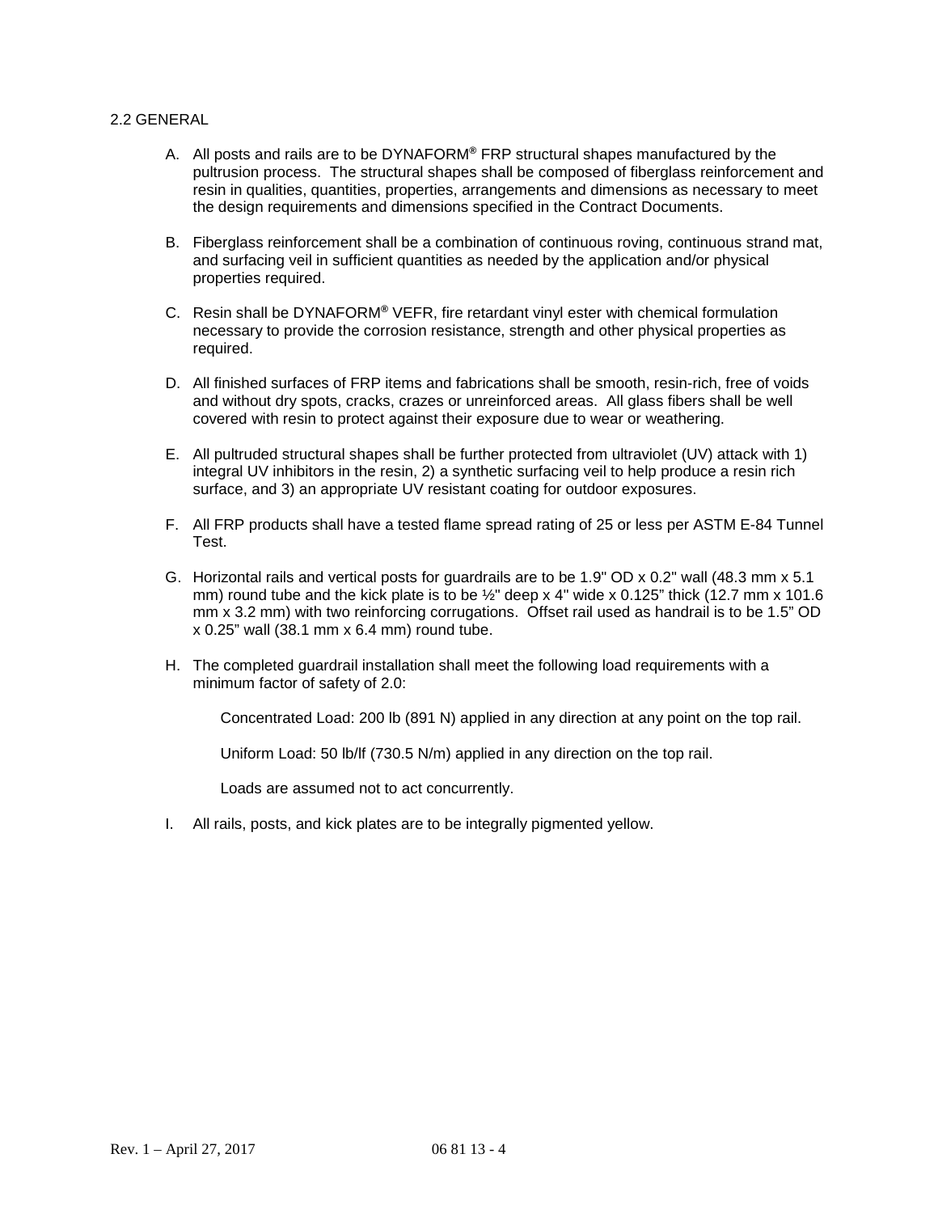## 2.2 GENERAL

A. All posts and rails are to be DYNAFORM® FRP structural shapes manufactured by the pultrusion process. The structural shapes shall be composed of fiberglass reinforcement and resin in qualities, quantities, properties, arrangements and dimensions as necessary to meet the design requirements and dimensions specified in the Contract Documents.

B. Fiberglass reinforcement shall be a combination of continuous roving, continuous strand mat, and surfacing veil in sufficient quantities as needed by the application and/or physical properties required.

C. Resin shall be DYNAFORM® VEFR, fire retardant vinyl ester with chemical formulation necessary to provide the corrosion resistance, strength and other physical properties as required.

D. All finished surfaces of FRP items and fabrications shall be smooth, resin-rich, free of voids and without dry spots, cracks, crazes or unreinforced areas. All glass fibers shall be well covered with resin to protect against their exposure due to wear or weathering.

E. All pultruded structural shapes shall be further protected from ultraviolet (UV) attack with 1) integral UV inhibitors in the resin, 2) a synthetic surfacing veil to help produce a resin rich surface, and 3) an appropriate UV resistant coating for outdoor exposures.

F. All FRP products shall have a tested flame spread rating of 25 or less per ASTM E-84 Tunnel Test.

G. Horizontal rails and vertical posts for guardrails are to be 1.9" OD x 0.2" wall (48.3 mm x 5.1 mm) round tube and the kick plate is to be ½" deep x 4" wide x 0.125" thick (12.7 mm x 101.6 mm x 3.2 mm) with two reinforcing corrugations. Offset rail used as handrail is to be 1.5" OD x 0.25" wall (38.1 mm x 6.4 mm) round tube.

H. The completed guardrail installation shall meet the following load requirements with a minimum factor of safety of 2.0:

   Concentrated Load: 200 lb (891 N) applied in any direction at any point on the top rail.

   Uniform Load: 50 lb/lf (730.5 N/m) applied in any direction on the top rail.

   Loads are assumed not to act concurrently.

I. All rails, posts, and kick plates are to be integrally pigmented yellow.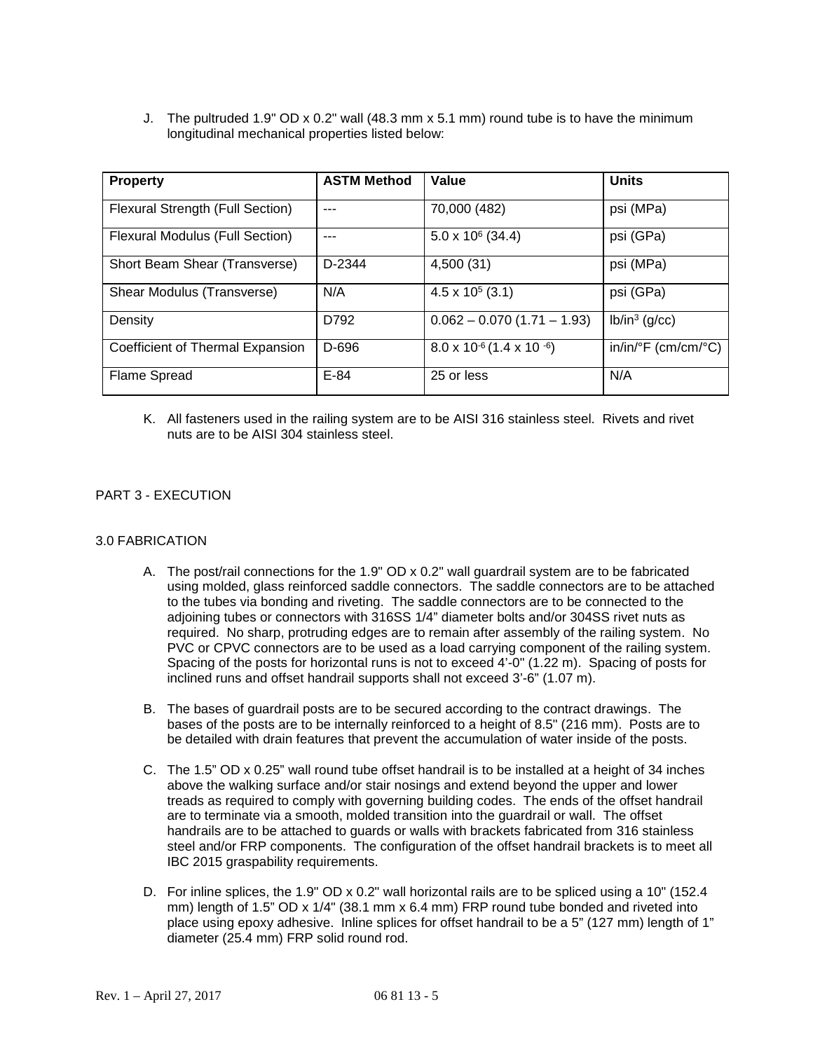J. The pultruded 1.9" OD x 0.2" wall (48.3 mm x 5.1 mm) round tube is to have the minimum longitudinal mechanical properties listed below:

| Property | ASTM Method | Value | Units |
|---|---|---|---|
| Flexural Strength (Full Section) | --- | 70,000 (482) | psi (MPa) |
| Flexural Modulus (Full Section) | --- | $5.0 \times 10^6$ (34.4) | psi (GPa) |
| Short Beam Shear (Transverse) | D-2344 | 4,500 (31) | psi (MPa) |
| Shear Modulus (Transverse) | N/A | $4.5 \times 10^5$ (3.1) | psi (GPa) |
| Density | D792 | 0.062 – 0.070 (1.71 – 1.93) | $lb/in^3$ (g/cc) |
| Coefficient of Thermal Expansion | D-696 | $8.0 \times 10^{-6}$ ($1.4 \times 10^{-6}$) | in/in/°F (cm/cm/°C) |
| Flame Spread | E-84 | 25 or less | N/A |

K. All fasteners used in the railing system are to be AISI 316 stainless steel. Rivets and rivet nuts are to be AISI 304 stainless steel.

## PART 3 - EXECUTION

### 3.0 FABRICATION

A. The post/rail connections for the 1.9" OD x 0.2" wall guardrail system are to be fabricated using molded, glass reinforced saddle connectors. The saddle connectors are to be attached to the tubes via bonding and riveting. The saddle connectors are to be connected to the adjoining tubes or connectors with 316SS 1/4" diameter bolts and/or 304SS rivet nuts as required. No sharp, protruding edges are to remain after assembly of the railing system. No PVC or CPVC connectors are to be used as a load carrying component of the railing system. Spacing of the posts for horizontal runs is not to exceed 4'-0" (1.22 m). Spacing of posts for inclined runs and offset handrail supports shall not exceed 3'-6" (1.07 m).

B. The bases of guardrail posts are to be secured according to the contract drawings. The bases of the posts are to be internally reinforced to a height of 8.5" (216 mm). Posts are to be detailed with drain features that prevent the accumulation of water inside of the posts.

C. The 1.5" OD x 0.25" wall round tube offset handrail is to be installed at a height of 34 inches above the walking surface and/or stair nosings and extend beyond the upper and lower treads as required to comply with governing building codes. The ends of the offset handrail are to terminate via a smooth, molded transition into the guardrail or wall. The offset handrails are to be attached to guards or walls with brackets fabricated from 316 stainless steel and/or FRP components. The configuration of the offset handrail brackets is to meet all IBC 2015 graspability requirements.

D. For inline splices, the 1.9" OD x 0.2" wall horizontal rails are to be spliced using a 10" (152.4 mm) length of 1.5" OD x 1/4" (38.1 mm x 6.4 mm) FRP round tube bonded and riveted into place using epoxy adhesive. Inline splices for offset handrail to be a 5" (127 mm) length of 1" diameter (25.4 mm) FRP solid round rod.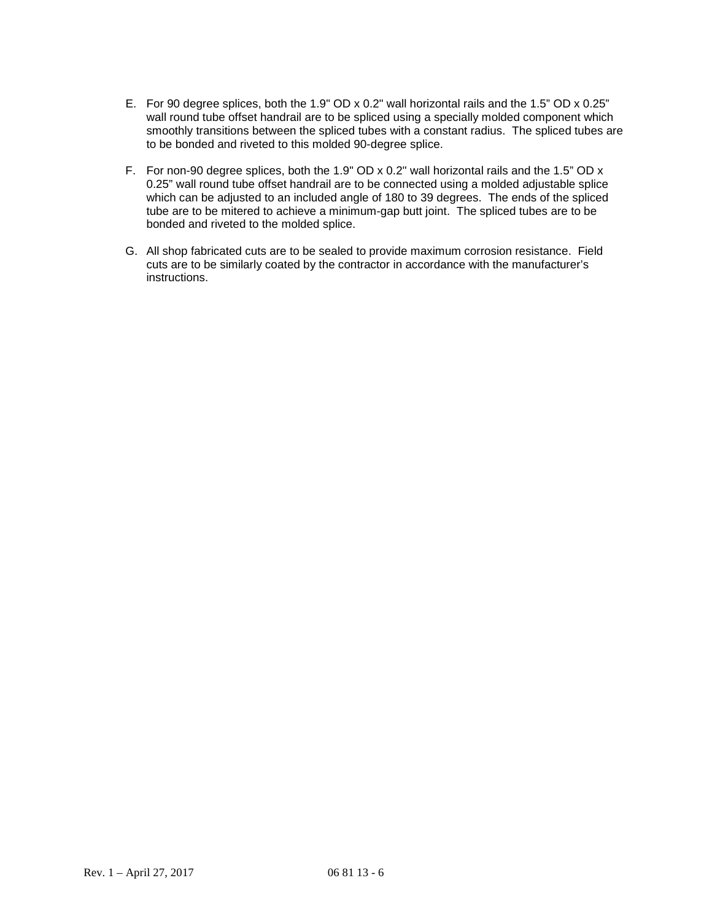E. For 90 degree splices, both the 1.9" OD x 0.2" wall horizontal rails and the 1.5” OD x 0.25” wall round tube offset handrail are to be spliced using a specially molded component which smoothly transitions between the spliced tubes with a constant radius. The spliced tubes are to be bonded and riveted to this molded 90-degree splice.

F. For non-90 degree splices, both the 1.9" OD x 0.2" wall horizontal rails and the 1.5” OD x 0.25” wall round tube offset handrail are to be connected using a molded adjustable splice which can be adjusted to an included angle of 180 to 39 degrees. The ends of the spliced tube are to be mitered to achieve a minimum-gap butt joint. The spliced tubes are to be bonded and riveted to the molded splice.

G. All shop fabricated cuts are to be sealed to provide maximum corrosion resistance. Field cuts are to be similarly coated by the contractor in accordance with the manufacturer’s instructions.